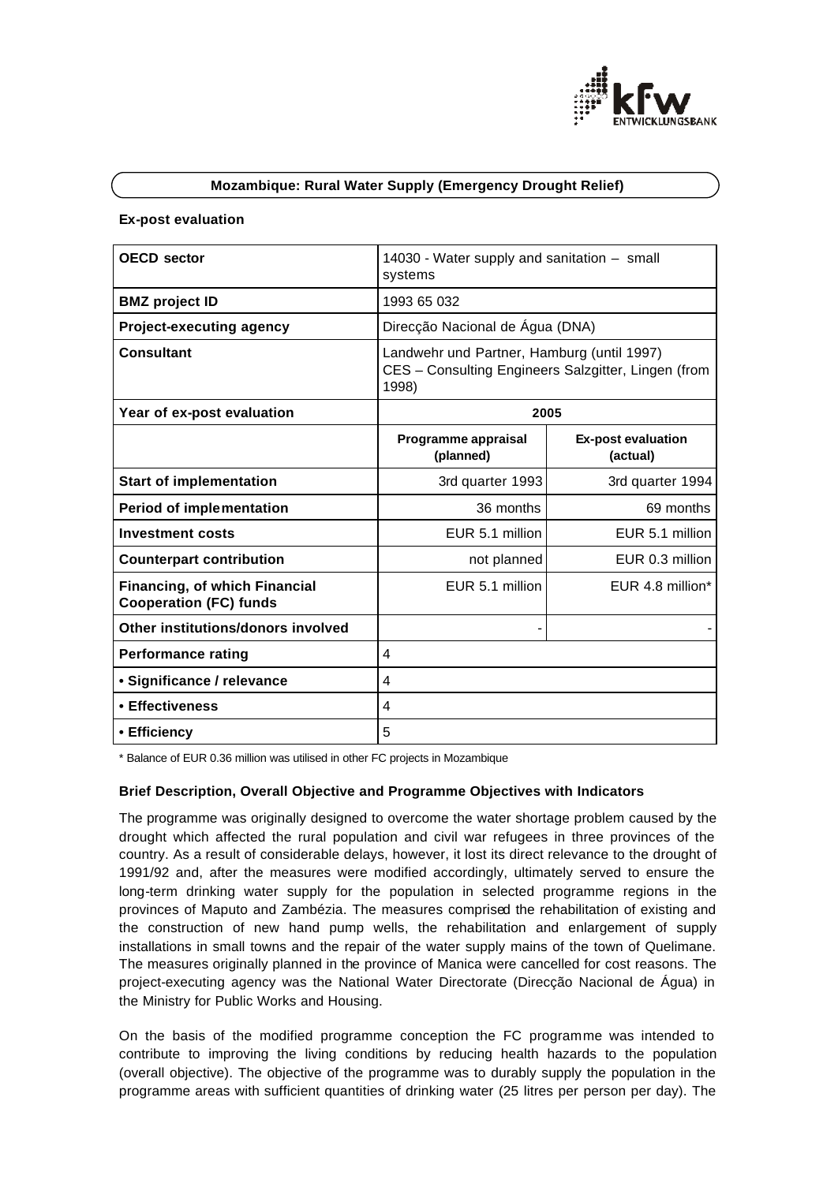## Mozambique: Rural Water Supply (Emergency Drought Relief)

**Ex-post evaluation**

| OECD sector | 14030 - Water supply and sanitation – small systems | |
|---|---|---|
| **BMZ project ID** | 1993 65 032 | |
| **Project-executing agency** | Direcção Nacional de Água (DNA) | |
| **Consultant** | Landwehr und Partner, Hamburg (until 1997) CES – Consulting Engineers Salzgitter, Lingen (from 1998) | |
| **Year of ex-post evaluation** | 2005 | |
| | **Programme appraisal (planned)** | **Ex-post evaluation (actual)** |
| **Start of implementation** | 3rd quarter 1993 | 3rd quarter 1994 |
| **Period of implementation** | 36 months | 69 months |
| **Investment costs** | EUR 5.1 million | EUR 5.1 million |
| **Counterpart contribution** | not planned | EUR 0.3 million |
| **Financing, of which Financial Cooperation (FC) funds** | EUR 5.1 million | EUR 4.8 million* |
| **Other institutions/donors involved** | - | - |
| **Performance rating** | 4 | |
| **• Significance / relevance** | 4 | |
| **• Effectiveness** | 4 | |
| **• Efficiency** | 5 | |

\* Balance of EUR 0.36 million was utilised in other FC projects in Mozambique

### Brief Description, Overall Objective and Programme Objectives with Indicators

The programme was originally designed to overcome the water shortage problem caused by the drought which affected the rural population and civil war refugees in three provinces of the country. As a result of considerable delays, however, it lost its direct relevance to the drought of 1991/92 and, after the measures were modified accordingly, ultimately served to ensure the long-term drinking water supply for the population in selected programme regions in the provinces of Maputo and Zambézia. The measures comprised the rehabilitation of existing and the construction of new hand pump wells, the rehabilitation and enlargement of supply installations in small towns and the repair of the water supply mains of the town of Quelimane. The measures originally planned in the province of Manica were cancelled for cost reasons. The project-executing agency was the National Water Directorate (Direcção Nacional de Água) in the Ministry for Public Works and Housing.

On the basis of the modified programme conception the FC programme was intended to contribute to improving the living conditions by reducing health hazards to the population (overall objective). The objective of the programme was to durably supply the population in the programme areas with sufficient quantities of drinking water (25 litres per person per day). The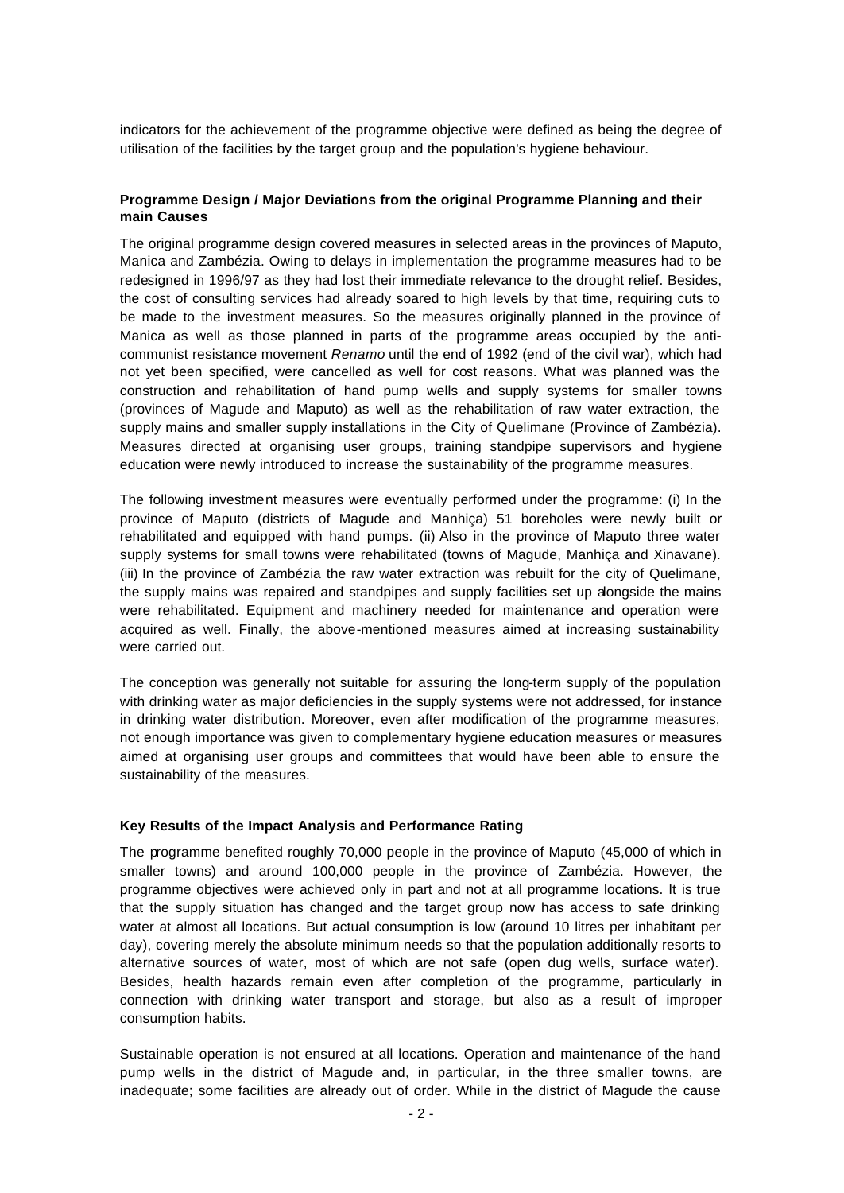indicators for the achievement of the programme objective were defined as being the degree of utilisation of the facilities by the target group and the population's hygiene behaviour.

**Programme Design / Major Deviations from the original Programme Planning and their main Causes**

The original programme design covered measures in selected areas in the provinces of Maputo, Manica and Zambézia. Owing to delays in implementation the programme measures had to be redesigned in 1996/97 as they had lost their immediate relevance to the drought relief. Besides, the cost of consulting services had already soared to high levels by that time, requiring cuts to be made to the investment measures. So the measures originally planned in the province of Manica as well as those planned in parts of the programme areas occupied by the anti-communist resistance movement *Renamo* until the end of 1992 (end of the civil war), which had not yet been specified, were cancelled as well for cost reasons. What was planned was the construction and rehabilitation of hand pump wells and supply systems for smaller towns (provinces of Magude and Maputo) as well as the rehabilitation of raw water extraction, the supply mains and smaller supply installations in the City of Quelimane (Province of Zambézia). Measures directed at organising user groups, training standpipe supervisors and hygiene education were newly introduced to increase the sustainability of the programme measures.

The following investment measures were eventually performed under the programme: (i) In the province of Maputo (districts of Magude and Manhiça) 51 boreholes were newly built or rehabilitated and equipped with hand pumps. (ii) Also in the province of Maputo three water supply systems for small towns were rehabilitated (towns of Magude, Manhiça and Xinavane). (iii) In the province of Zambézia the raw water extraction was rebuilt for the city of Quelimane, the supply mains was repaired and standpipes and supply facilities set up alongside the mains were rehabilitated. Equipment and machinery needed for maintenance and operation were acquired as well. Finally, the above-mentioned measures aimed at increasing sustainability were carried out.

The conception was generally not suitable for assuring the long-term supply of the population with drinking water as major deficiencies in the supply systems were not addressed, for instance in drinking water distribution. Moreover, even after modification of the programme measures, not enough importance was given to complementary hygiene education measures or measures aimed at organising user groups and committees that would have been able to ensure the sustainability of the measures.

**Key Results of the Impact Analysis and Performance Rating**

The programme benefited roughly 70,000 people in the province of Maputo (45,000 of which in smaller towns) and around 100,000 people in the province of Zambézia. However, the programme objectives were achieved only in part and not at all programme locations. It is true that the supply situation has changed and the target group now has access to safe drinking water at almost all locations. But actual consumption is low (around 10 litres per inhabitant per day), covering merely the absolute minimum needs so that the population additionally resorts to alternative sources of water, most of which are not safe (open dug wells, surface water). Besides, health hazards remain even after completion of the programme, particularly in connection with drinking water transport and storage, but also as a result of improper consumption habits.

Sustainable operation is not ensured at all locations. Operation and maintenance of the hand pump wells in the district of Magude and, in particular, in the three smaller towns, are inadequate; some facilities are already out of order. While in the district of Magude the cause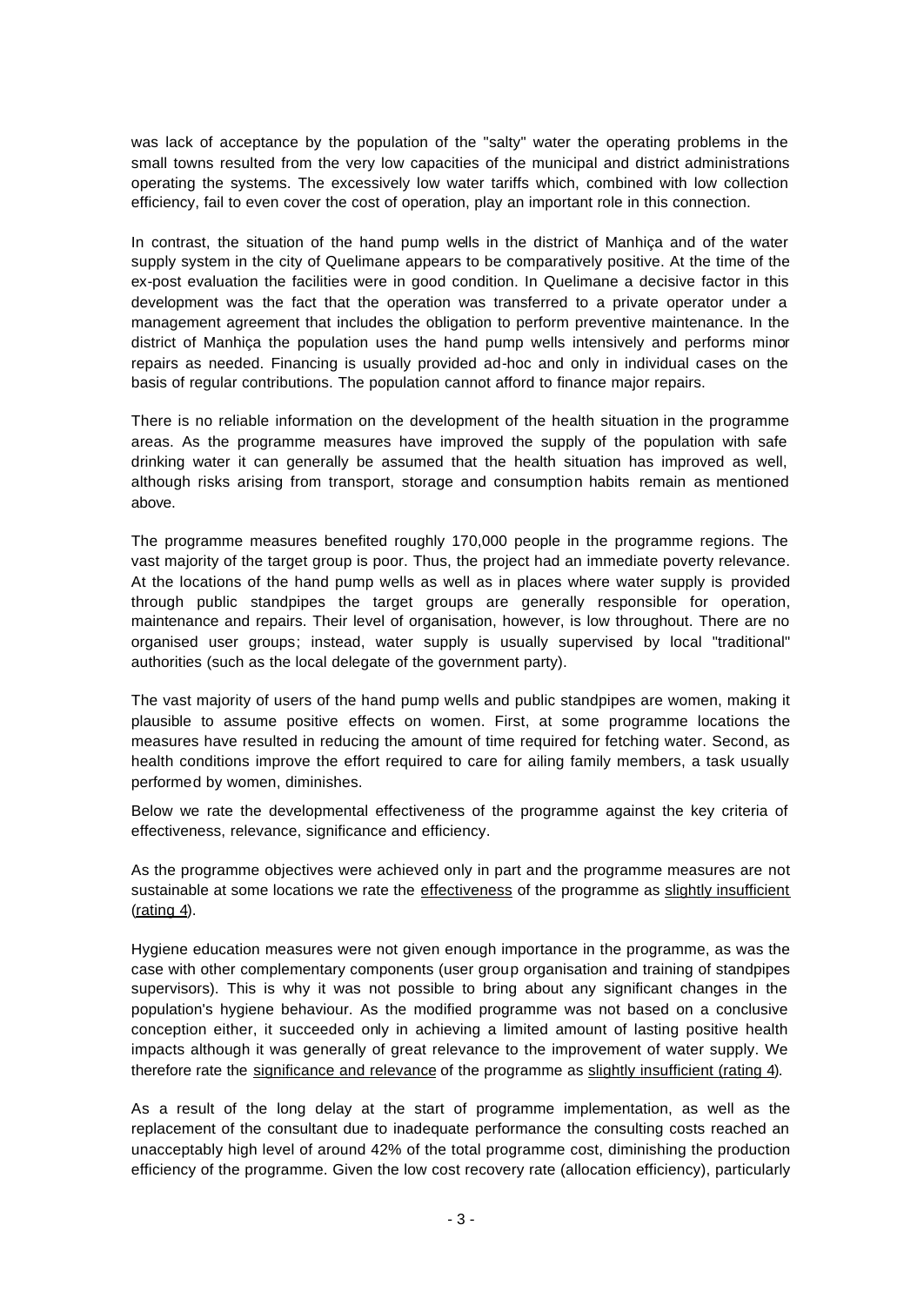was lack of acceptance by the population of the "salty" water the operating problems in the small towns resulted from the very low capacities of the municipal and district administrations operating the systems. The excessively low water tariffs which, combined with low collection efficiency, fail to even cover the cost of operation, play an important role in this connection.

In contrast, the situation of the hand pump wells in the district of Manhiça and of the water supply system in the city of Quelimane appears to be comparatively positive. At the time of the ex-post evaluation the facilities were in good condition. In Quelimane a decisive factor in this development was the fact that the operation was transferred to a private operator under a management agreement that includes the obligation to perform preventive maintenance. In the district of Manhiça the population uses the hand pump wells intensively and performs minor repairs as needed. Financing is usually provided ad-hoc and only in individual cases on the basis of regular contributions. The population cannot afford to finance major repairs.

There is no reliable information on the development of the health situation in the programme areas. As the programme measures have improved the supply of the population with safe drinking water it can generally be assumed that the health situation has improved as well, although risks arising from transport, storage and consumption habits remain as mentioned above.

The programme measures benefited roughly 170,000 people in the programme regions. The vast majority of the target group is poor. Thus, the project had an immediate poverty relevance. At the locations of the hand pump wells as well as in places where water supply is provided through public standpipes the target groups are generally responsible for operation, maintenance and repairs. Their level of organisation, however, is low throughout. There are no organised user groups; instead, water supply is usually supervised by local "traditional" authorities (such as the local delegate of the government party).

The vast majority of users of the hand pump wells and public standpipes are women, making it plausible to assume positive effects on women. First, at some programme locations the measures have resulted in reducing the amount of time required for fetching water. Second, as health conditions improve the effort required to care for ailing family members, a task usually performed by women, diminishes.

Below we rate the developmental effectiveness of the programme against the key criteria of effectiveness, relevance, significance and efficiency.

As the programme objectives were achieved only in part and the programme measures are not sustainable at some locations we rate the <u>effectiveness</u> of the programme as <u>slightly insufficient (rating 4)</u>.

Hygiene education measures were not given enough importance in the programme, as was the case with other complementary components (user group organisation and training of standpipes supervisors). This is why it was not possible to bring about any significant changes in the population's hygiene behaviour. As the modified programme was not based on a conclusive conception either, it succeeded only in achieving a limited amount of lasting positive health impacts although it was generally of great relevance to the improvement of water supply. We therefore rate the <u>significance and relevance</u> of the programme as <u>slightly insufficient (rating 4)</u>.

As a result of the long delay at the start of programme implementation, as well as the replacement of the consultant due to inadequate performance the consulting costs reached an unacceptably high level of around 42% of the total programme cost, diminishing the production efficiency of the programme. Given the low cost recovery rate (allocation efficiency), particularly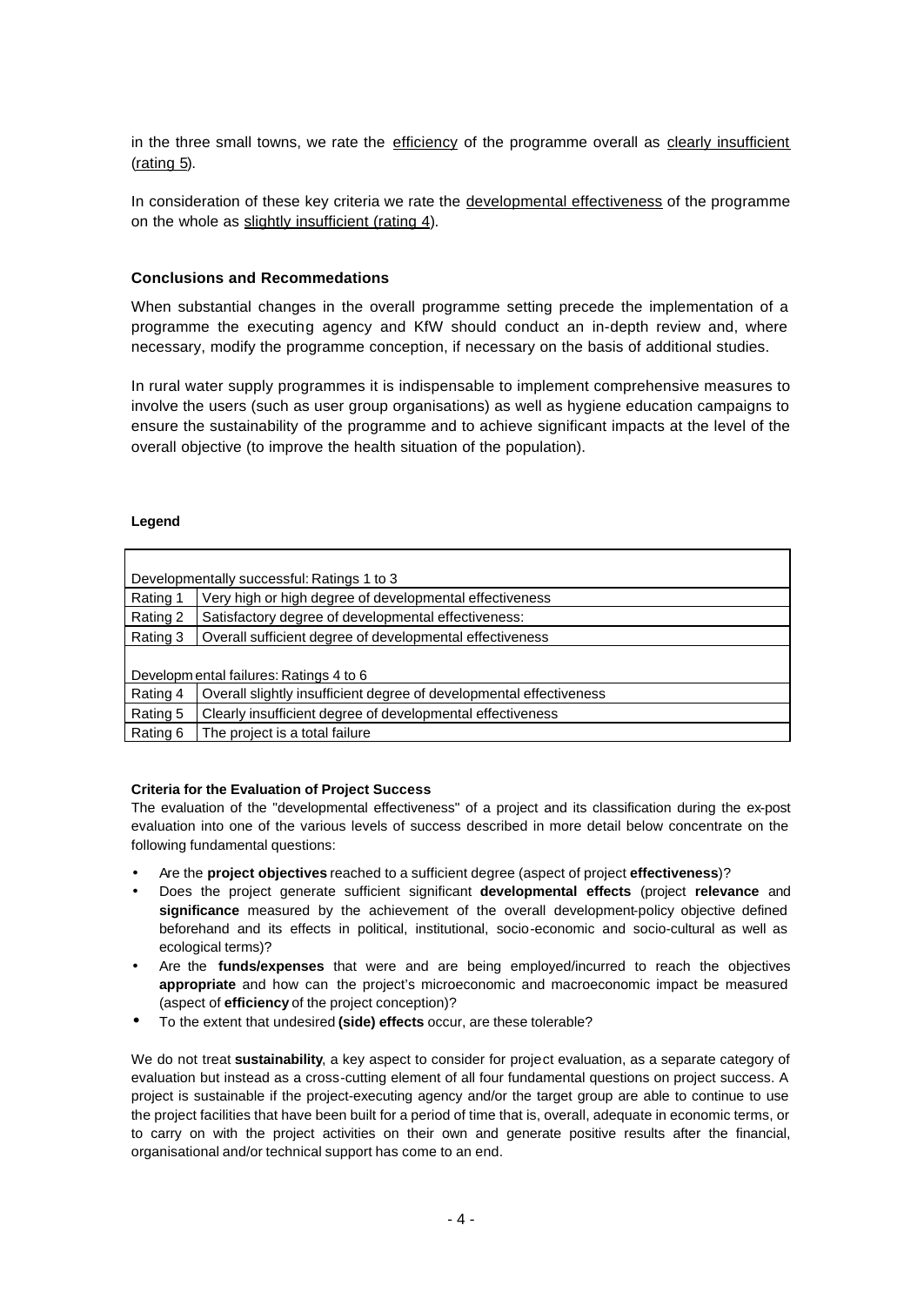in the three small towns, we rate the efficiency of the programme overall as clearly insufficient (rating 5).

In consideration of these key criteria we rate the developmental effectiveness of the programme on the whole as slightly insufficient (rating 4).

### Conclusions and Recommedations

When substantial changes in the overall programme setting precede the implementation of a programme the executing agency and KfW should conduct an in-depth review and, where necessary, modify the programme conception, if necessary on the basis of additional studies.

In rural water supply programmes it is indispensable to implement comprehensive measures to involve the users (such as user group organisations) as well as hygiene education campaigns to ensure the sustainability of the programme and to achieve significant impacts at the level of the overall objective (to improve the health situation of the population).

#### Legend

| | |
|---|---|
| Developmentally successful: Ratings 1 to 3 | |
| Rating 1 | Very high or high degree of developmental effectiveness |
| Rating 2 | Satisfactory degree of developmental effectiveness: |
| Rating 3 | Overall sufficient degree of developmental effectiveness |
| Developm ental failures: Ratings 4 to 6 | |
| Rating 4 | Overall slightly insufficient degree of developmental effectiveness |
| Rating 5 | Clearly insufficient degree of developmental effectiveness |
| Rating 6 | The project is a total failure |

#### Criteria for the Evaluation of Project Success

The evaluation of the "developmental effectiveness" of a project and its classification during the ex-post evaluation into one of the various levels of success described in more detail below concentrate on the following fundamental questions:

- Are the **project objectives** reached to a sufficient degree (aspect of project **effectiveness**)?
- Does the project generate sufficient significant **developmental effects** (project **relevance** and **significance** measured by the achievement of the overall development-policy objective defined beforehand and its effects in political, institutional, socio-economic and socio-cultural as well as ecological terms)?
- Are the **funds/expenses** that were and are being employed/incurred to reach the objectives **appropriate** and how can the project's microeconomic and macroeconomic impact be measured (aspect of **efficiency** of the project conception)?
- To the extent that undesired **(side) effects** occur, are these tolerable?

We do not treat **sustainability**, a key aspect to consider for project evaluation, as a separate category of evaluation but instead as a cross-cutting element of all four fundamental questions on project success. A project is sustainable if the project-executing agency and/or the target group are able to continue to use the project facilities that have been built for a period of time that is, overall, adequate in economic terms, or to carry on with the project activities on their own and generate positive results after the financial, organisational and/or technical support has come to an end.